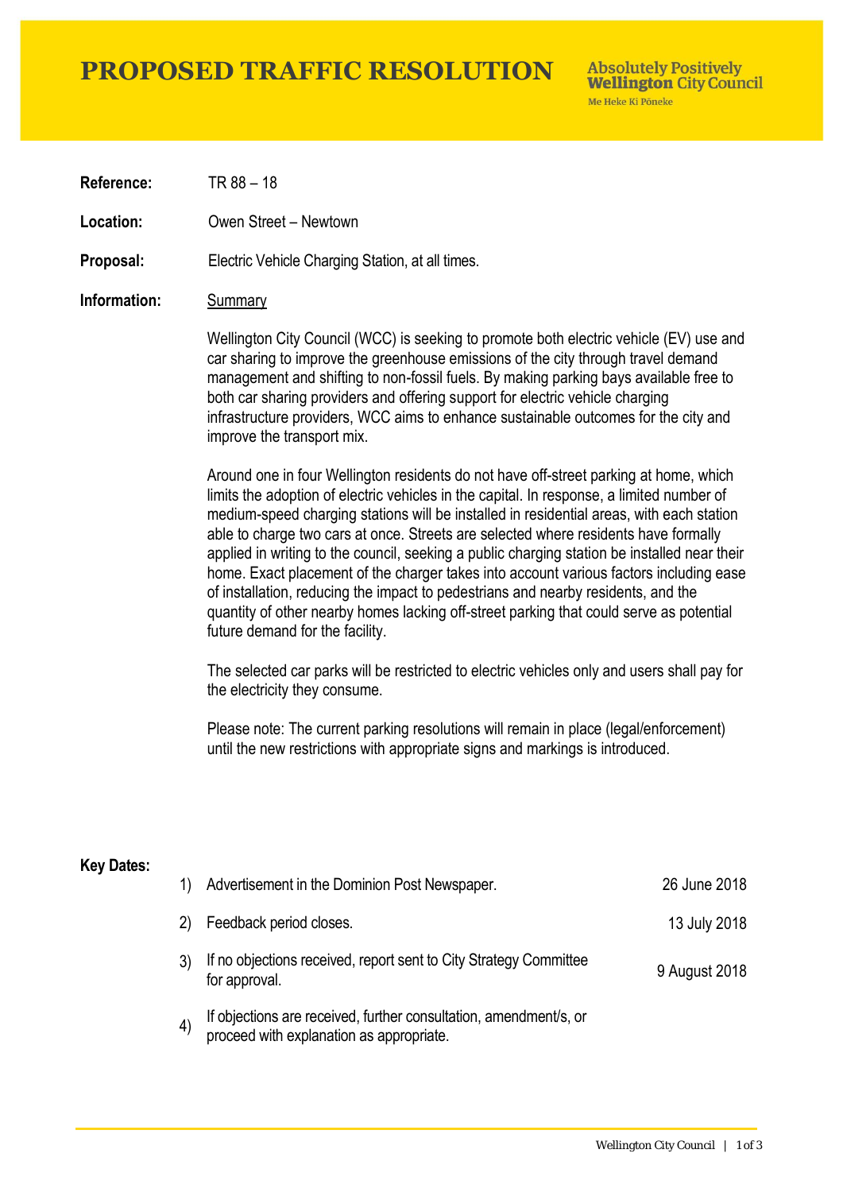# PROPOSED TRAFFIC RESOLUTION

**Absolutely Positively Wellington City Council**
Me Heke Ki Pōneke

**Reference:** TR 88 – 18

**Location:** Owen Street – Newtown

**Proposal:** Electric Vehicle Charging Station, at all times.

**Information:** Summary

Wellington City Council (WCC) is seeking to promote both electric vehicle (EV) use and car sharing to improve the greenhouse emissions of the city through travel demand management and shifting to non-fossil fuels. By making parking bays available free to both car sharing providers and offering support for electric vehicle charging infrastructure providers, WCC aims to enhance sustainable outcomes for the city and improve the transport mix.

Around one in four Wellington residents do not have off-street parking at home, which limits the adoption of electric vehicles in the capital. In response, a limited number of medium-speed charging stations will be installed in residential areas, with each station able to charge two cars at once. Streets are selected where residents have formally applied in writing to the council, seeking a public charging station be installed near their home. Exact placement of the charger takes into account various factors including ease of installation, reducing the impact to pedestrians and nearby residents, and the quantity of other nearby homes lacking off-street parking that could serve as potential future demand for the facility.

The selected car parks will be restricted to electric vehicles only and users shall pay for the electricity they consume.

Please note: The current parking resolutions will remain in place (legal/enforcement) until the new restrictions with appropriate signs and markings is introduced.

**Key Dates:**

| | | |
|---|---|---|
| 1) | Advertisement in the Dominion Post Newspaper. | 26 June 2018 |
| 2) | Feedback period closes. | 13 July 2018 |
| 3) | If no objections received, report sent to City Strategy Committee for approval. | 9 August 2018 |
| 4) | If objections are received, further consultation, amendment/s, or proceed with explanation as appropriate. | |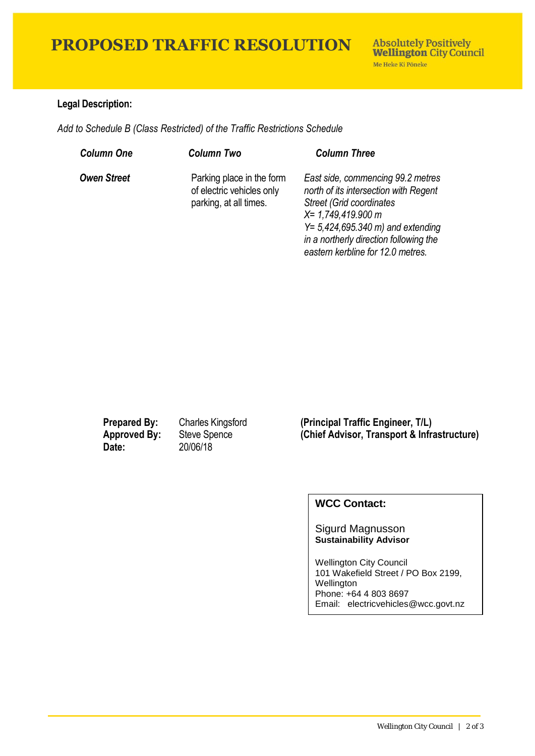# PROPOSED TRAFFIC RESOLUTION

**Absolutely Positively Wellington City Council**
Me Heke Ki Pōneke

**Legal Description:**

*Add to Schedule B (Class Restricted) of the Traffic Restrictions Schedule*

| ***Column One*** | ***Column Two*** | ***Column Three*** |
| --- | --- | --- |
| ***Owen Street*** | Parking place in the form of electric vehicles only parking, at all times. | *East side, commencing 99.2 metres north of its intersection with Regent Street (Grid coordinates X= 1,749,419.900 m Y= 5,424,695.340 m) and extending in a northerly direction following the eastern kerbline for 12.0 metres.* |

| | | |
| --- | --- | --- |
| **Prepared By:** | Charles Kingsford | **(Principal Traffic Engineer, T/L)** |
| **Approved By:** | Steve Spence | **(Chief Advisor, Transport & Infrastructure)** |
| **Date:** | 20/06/18 | |

**WCC Contact:**

Sigurd Magnusson
**Sustainability Advisor**

Wellington City Council
101 Wakefield Street / PO Box 2199, Wellington
Phone: +64 4 803 8697
Email: electricvehicles@wcc.govt.nz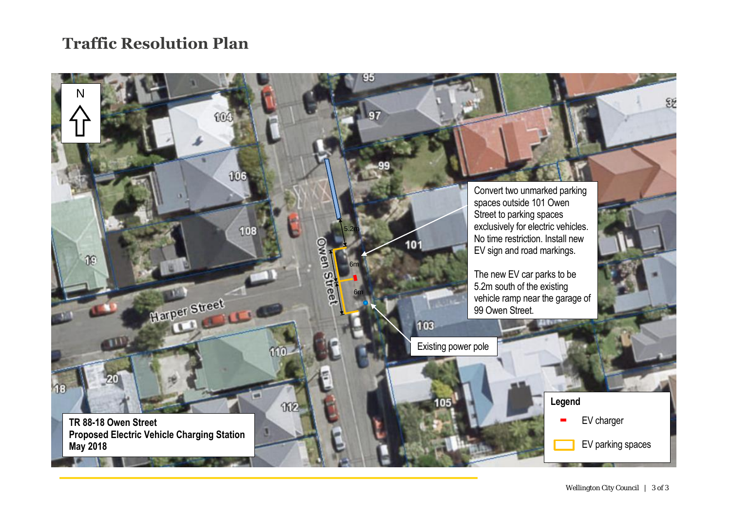# Traffic Resolution Plan

N

95

97

99

32

104

106

108

19

101

103

105

110

112

20

18

Harper Street

Owen Street

5.2m

6m

6m

Convert two unmarked parking spaces outside 101 Owen Street to parking spaces exclusively for electric vehicles. No time restriction. Install new EV sign and road markings.

The new EV car parks to be 5.2m south of the existing vehicle ramp near the garage of 99 Owen Street.

Existing power pole

**Legend**

EV charger

EV parking spaces

**TR 88-18 Owen Street**
**Proposed Electric Vehicle Charging Station**
**May 2018**

Wellington City Council